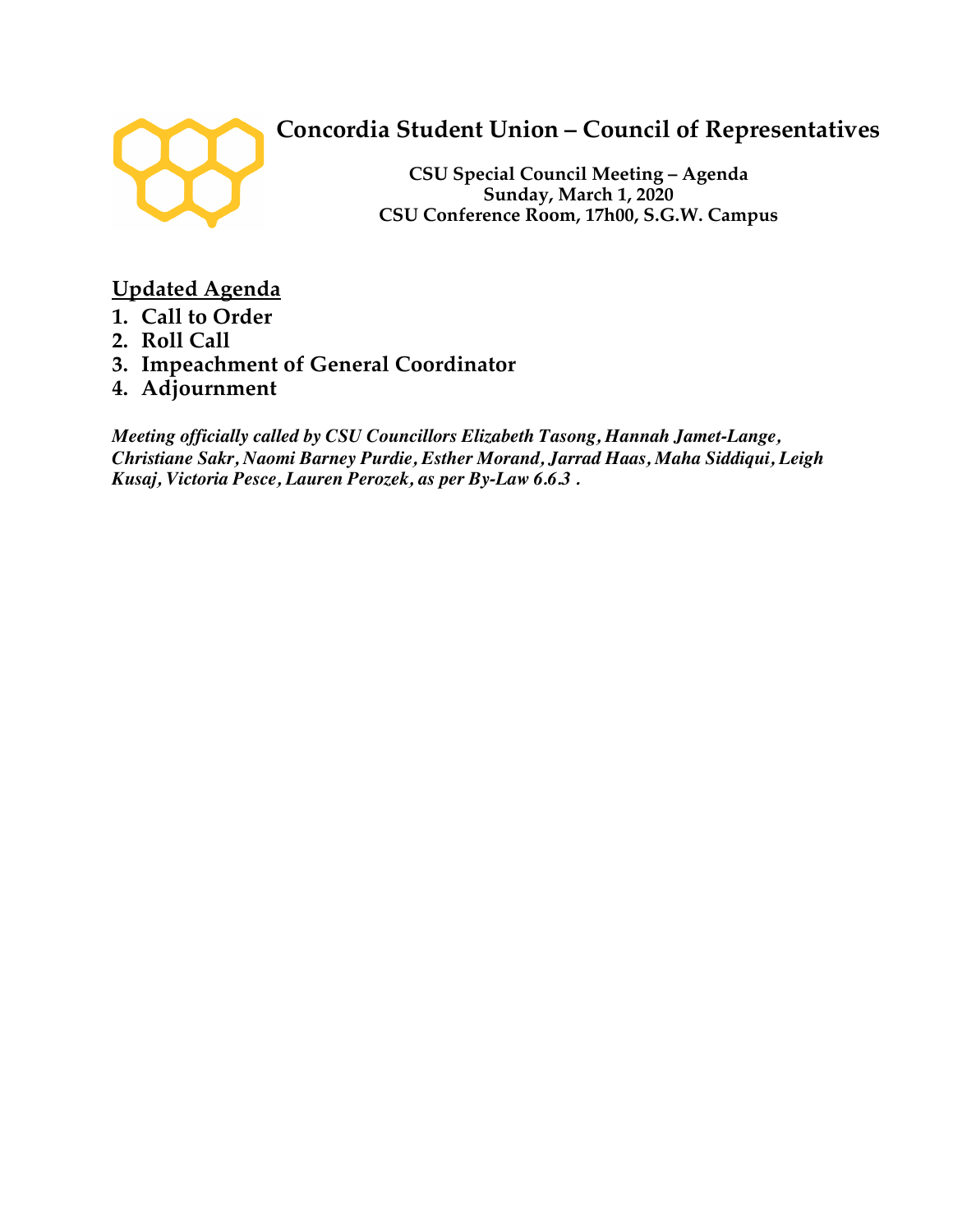# Concordia Student Union – Council of Representatives

**CSU Special Council Meeting – Agenda**
**Sunday, March 1, 2020**
**CSU Conference Room, 17h00, S.G.W. Campus**

## Updated Agenda

1. **Call to Order**
2. **Roll Call**
3. **Impeachment of General Coordinator**
4. **Adjournment**

***Meeting officially called by CSU Councillors Elizabeth Tasong, Hannah Jamet-Lange, Christiane Sakr, Naomi Barney Purdie, Esther Morand, Jarrad Haas, Maha Siddiqui, Leigh Kusaj, Victoria Pesce, Lauren Perozek, as per By-Law 6.6.3 .***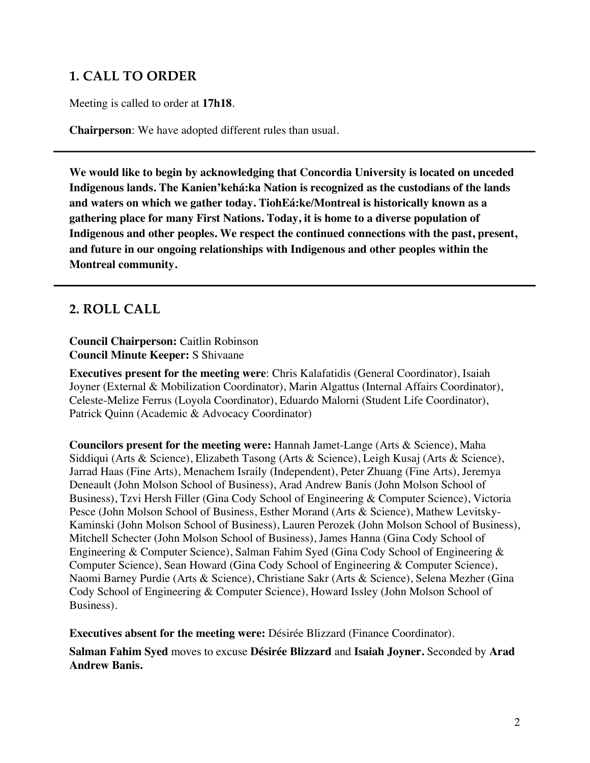## 1. CALL TO ORDER

Meeting is called to order at **17h18**.

**Chairperson**: We have adopted different rules than usual.

---

**We would like to begin by acknowledging that Concordia University is located on unceded Indigenous lands. The Kanien'kehá:ka Nation is recognized as the custodians of the lands and waters on which we gather today. TiohEá:ke/Montreal is historically known as a gathering place for many First Nations. Today, it is home to a diverse population of Indigenous and other peoples. We respect the continued connections with the past, present, and future in our ongoing relationships with Indigenous and other peoples within the Montreal community.**

---

## 2. ROLL CALL

**Council Chairperson:** Caitlin Robinson
**Council Minute Keeper:** S Shivaane

**Executives present for the meeting were**: Chris Kalafatidis (General Coordinator), Isaiah Joyner (External & Mobilization Coordinator), Marin Algattus (Internal Affairs Coordinator), Celeste-Melize Ferrus (Loyola Coordinator), Eduardo Malorni (Student Life Coordinator), Patrick Quinn (Academic & Advocacy Coordinator)

**Councilors present for the meeting were:** Hannah Jamet-Lange (Arts & Science), Maha Siddiqui (Arts & Science), Elizabeth Tasong (Arts & Science), Leigh Kusaj (Arts & Science), Jarrad Haas (Fine Arts), Menachem Israily (Independent), Peter Zhuang (Fine Arts), Jeremya Deneault (John Molson School of Business), Arad Andrew Banis (John Molson School of Business), Tzvi Hersh Filler (Gina Cody School of Engineering & Computer Science), Victoria Pesce (John Molson School of Business, Esther Morand (Arts & Science), Mathew Levitsky-Kaminski (John Molson School of Business), Lauren Perozek (John Molson School of Business), Mitchell Schecter (John Molson School of Business), James Hanna (Gina Cody School of Engineering & Computer Science), Salman Fahim Syed (Gina Cody School of Engineering & Computer Science), Sean Howard (Gina Cody School of Engineering & Computer Science), Naomi Barney Purdie (Arts & Science), Christiane Sakr (Arts & Science), Selena Mezher (Gina Cody School of Engineering & Computer Science), Howard Issley (John Molson School of Business).

**Executives absent for the meeting were:** Désirée Blizzard (Finance Coordinator).

**Salman Fahim Syed** moves to excuse **Désirée Blizzard** and **Isaiah Joyner.** Seconded by **Arad Andrew Banis.**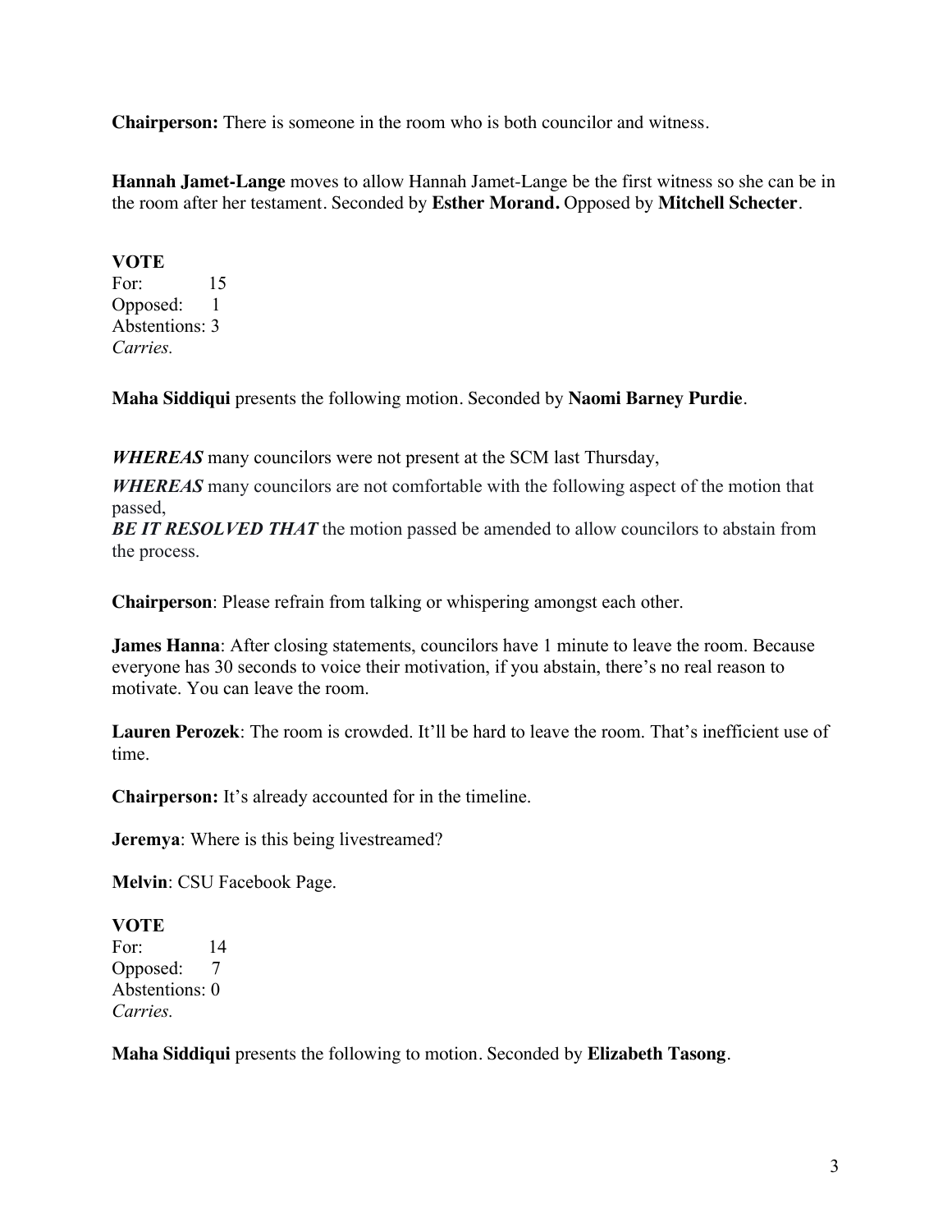**Chairperson:** There is someone in the room who is both councilor and witness.

**Hannah Jamet-Lange** moves to allow Hannah Jamet-Lange be the first witness so she can be in the room after her testament. Seconded by **Esther Morand.** Opposed by **Mitchell Schecter**.

**VOTE**
For: 15
Opposed: 1
Abstentions: 3
*Carries.*

**Maha Siddiqui** presents the following motion. Seconded by **Naomi Barney Purdie**.

***WHEREAS*** many councilors were not present at the SCM last Thursday,
***WHEREAS*** many councilors are not comfortable with the following aspect of the motion that passed,
***BE IT RESOLVED THAT*** the motion passed be amended to allow councilors to abstain from the process.

**Chairperson**: Please refrain from talking or whispering amongst each other.

**James Hanna**: After closing statements, councilors have 1 minute to leave the room. Because everyone has 30 seconds to voice their motivation, if you abstain, there's no real reason to motivate. You can leave the room.

**Lauren Perozek**: The room is crowded. It'll be hard to leave the room. That's inefficient use of time.

**Chairperson:** It's already accounted for in the timeline.

**Jeremya**: Where is this being livestreamed?

**Melvin**: CSU Facebook Page.

**VOTE**
For: 14
Opposed: 7
Abstentions: 0
*Carries.*

**Maha Siddiqui** presents the following to motion. Seconded by **Elizabeth Tasong**.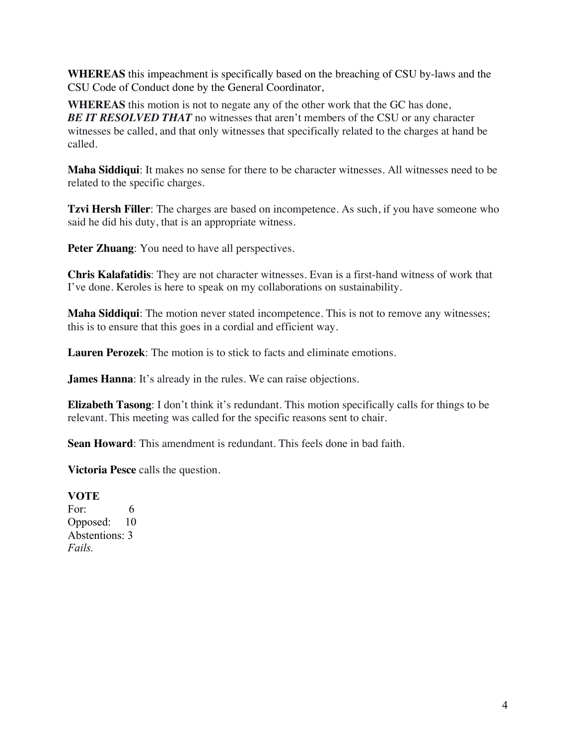**WHEREAS** this impeachment is specifically based on the breaching of CSU by-laws and the CSU Code of Conduct done by the General Coordinator,

**WHEREAS** this motion is not to negate any of the other work that the GC has done,
***BE IT RESOLVED THAT*** no witnesses that aren't members of the CSU or any character witnesses be called, and that only witnesses that specifically related to the charges at hand be called.

**Maha Siddiqui**: It makes no sense for there to be character witnesses. All witnesses need to be related to the specific charges.

**Tzvi Hersh Filler**: The charges are based on incompetence. As such, if you have someone who said he did his duty, that is an appropriate witness.

**Peter Zhuang**: You need to have all perspectives.

**Chris Kalafatidis**: They are not character witnesses. Evan is a first-hand witness of work that I've done. Keroles is here to speak on my collaborations on sustainability.

**Maha Siddiqui**: The motion never stated incompetence. This is not to remove any witnesses; this is to ensure that this goes in a cordial and efficient way.

**Lauren Perozek**: The motion is to stick to facts and eliminate emotions.

**James Hanna**: It's already in the rules. We can raise objections.

**Elizabeth Tasong**: I don't think it's redundant. This motion specifically calls for things to be relevant. This meeting was called for the specific reasons sent to chair.

**Sean Howard**: This amendment is redundant. This feels done in bad faith.

**Victoria Pesce** calls the question.

**VOTE**
For: 6
Opposed: 10
Abstentions: 3
*Fails.*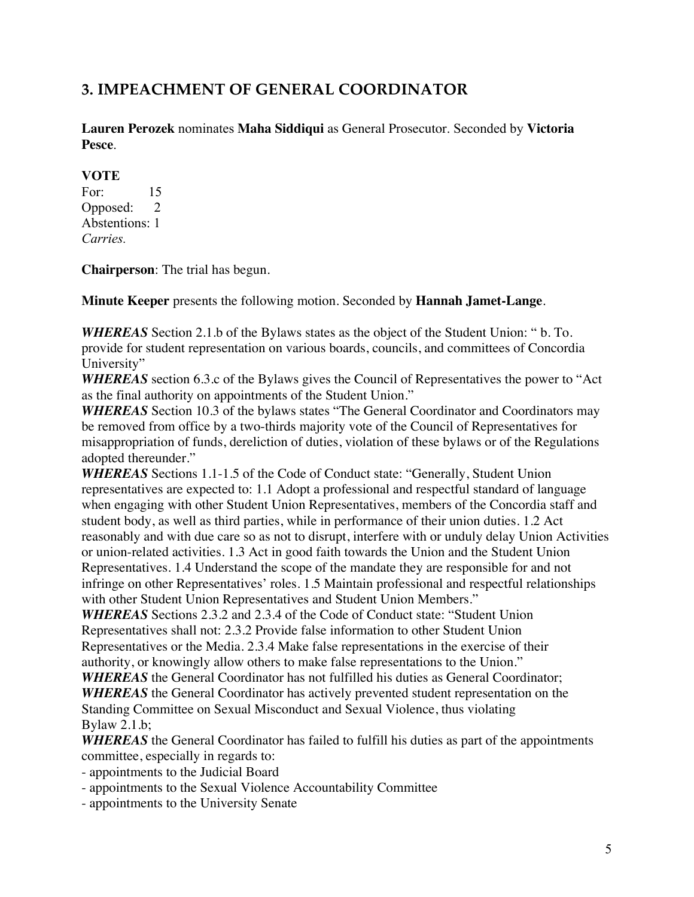## 3. IMPEACHMENT OF GENERAL COORDINATOR

**Lauren Perozek** nominates **Maha Siddiqui** as General Prosecutor. Seconded by **Victoria Pesce**.

**VOTE**
For: 15
Opposed: 2
Abstentions: 1
*Carries.*

**Chairperson**: The trial has begun.

**Minute Keeper** presents the following motion. Seconded by **Hannah Jamet-Lange**.

***WHEREAS*** Section 2.1.b of the Bylaws states as the object of the Student Union: " b. To. provide for student representation on various boards, councils, and committees of Concordia University"

***WHEREAS*** section 6.3.c of the Bylaws gives the Council of Representatives the power to "Act as the final authority on appointments of the Student Union."

***WHEREAS*** Section 10.3 of the bylaws states "The General Coordinator and Coordinators may be removed from office by a two-thirds majority vote of the Council of Representatives for misappropriation of funds, dereliction of duties, violation of these bylaws or of the Regulations adopted thereunder."

***WHEREAS*** Sections 1.1-1.5 of the Code of Conduct state: "Generally, Student Union representatives are expected to: 1.1 Adopt a professional and respectful standard of language when engaging with other Student Union Representatives, members of the Concordia staff and student body, as well as third parties, while in performance of their union duties. 1.2 Act reasonably and with due care so as not to disrupt, interfere with or unduly delay Union Activities or union-related activities. 1.3 Act in good faith towards the Union and the Student Union Representatives. 1.4 Understand the scope of the mandate they are responsible for and not infringe on other Representatives' roles. 1.5 Maintain professional and respectful relationships with other Student Union Representatives and Student Union Members."

***WHEREAS*** Sections 2.3.2 and 2.3.4 of the Code of Conduct state: "Student Union Representatives shall not: 2.3.2 Provide false information to other Student Union Representatives or the Media. 2.3.4 Make false representations in the exercise of their authority, or knowingly allow others to make false representations to the Union."

***WHEREAS*** the General Coordinator has not fulfilled his duties as General Coordinator;

***WHEREAS*** the General Coordinator has actively prevented student representation on the Standing Committee on Sexual Misconduct and Sexual Violence, thus violating Bylaw 2.1.b;

***WHEREAS*** the General Coordinator has failed to fulfill his duties as part of the appointments committee, especially in regards to:

- appointments to the Judicial Board
- appointments to the Sexual Violence Accountability Committee
- appointments to the University Senate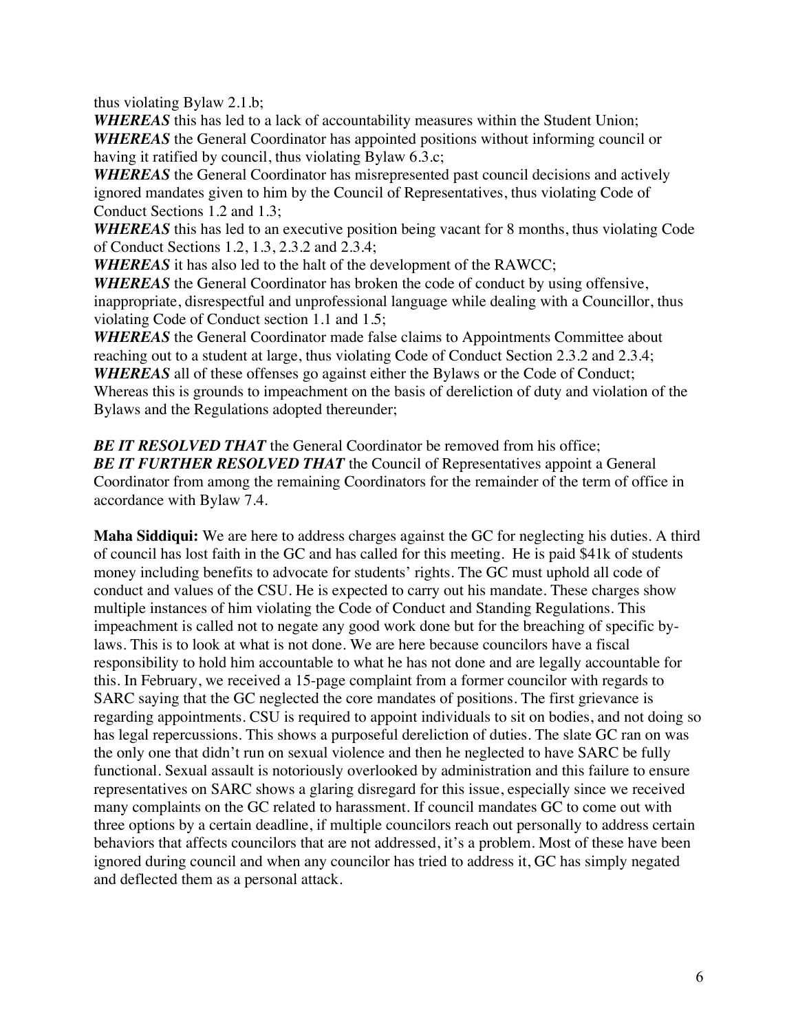thus violating Bylaw 2.1.b;
***WHEREAS*** this has led to a lack of accountability measures within the Student Union;
***WHEREAS*** the General Coordinator has appointed positions without informing council or having it ratified by council, thus violating Bylaw 6.3.c;
***WHEREAS*** the General Coordinator has misrepresented past council decisions and actively ignored mandates given to him by the Council of Representatives, thus violating Code of Conduct Sections 1.2 and 1.3;
***WHEREAS*** this has led to an executive position being vacant for 8 months, thus violating Code of Conduct Sections 1.2, 1.3, 2.3.2 and 2.3.4;
***WHEREAS*** it has also led to the halt of the development of the RAWCC;
***WHEREAS*** the General Coordinator has broken the code of conduct by using offensive, inappropriate, disrespectful and unprofessional language while dealing with a Councillor, thus violating Code of Conduct section 1.1 and 1.5;
***WHEREAS*** the General Coordinator made false claims to Appointments Committee about reaching out to a student at large, thus violating Code of Conduct Section 2.3.2 and 2.3.4;
***WHEREAS*** all of these offenses go against either the Bylaws or the Code of Conduct;
Whereas this is grounds to impeachment on the basis of dereliction of duty and violation of the Bylaws and the Regulations adopted thereunder;

***BE IT RESOLVED THAT*** the General Coordinator be removed from his office;
***BE IT FURTHER RESOLVED THAT*** the Council of Representatives appoint a General Coordinator from among the remaining Coordinators for the remainder of the term of office in accordance with Bylaw 7.4.

**Maha Siddiqui:** We are here to address charges against the GC for neglecting his duties. A third of council has lost faith in the GC and has called for this meeting. He is paid $41k of students money including benefits to advocate for students' rights. The GC must uphold all code of conduct and values of the CSU. He is expected to carry out his mandate. These charges show multiple instances of him violating the Code of Conduct and Standing Regulations. This impeachment is called not to negate any good work done but for the breaching of specific by-laws. This is to look at what is not done. We are here because councilors have a fiscal responsibility to hold him accountable to what he has not done and are legally accountable for this. In February, we received a 15-page complaint from a former councilor with regards to SARC saying that the GC neglected the core mandates of positions. The first grievance is regarding appointments. CSU is required to appoint individuals to sit on bodies, and not doing so has legal repercussions. This shows a purposeful dereliction of duties. The slate GC ran on was the only one that didn't run on sexual violence and then he neglected to have SARC be fully functional. Sexual assault is notoriously overlooked by administration and this failure to ensure representatives on SARC shows a glaring disregard for this issue, especially since we received many complaints on the GC related to harassment. If council mandates GC to come out with three options by a certain deadline, if multiple councilors reach out personally to address certain behaviors that affects councilors that are not addressed, it's a problem. Most of these have been ignored during council and when any councilor has tried to address it, GC has simply negated and deflected them as a personal attack.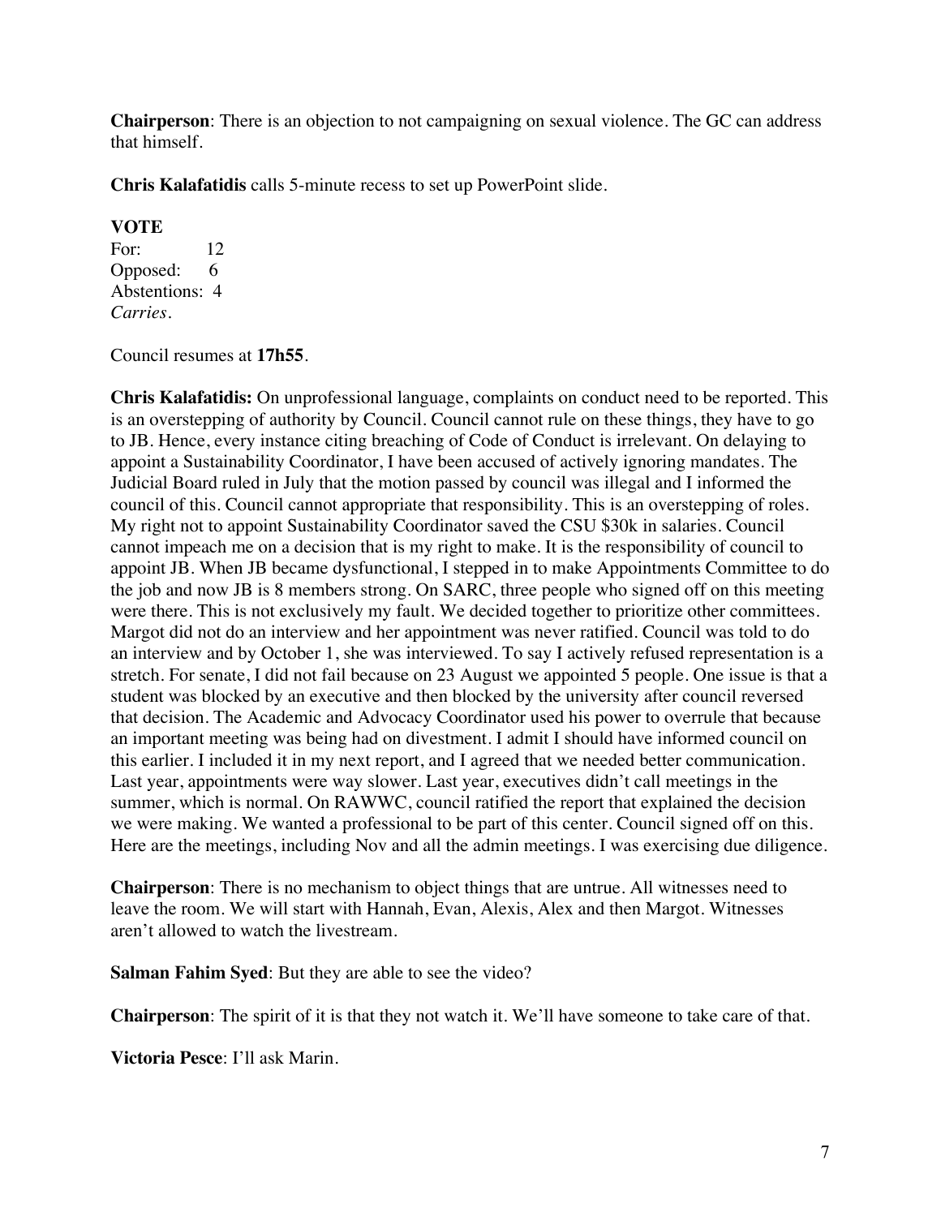**Chairperson**: There is an objection to not campaigning on sexual violence. The GC can address that himself.

**Chris Kalafatidis** calls 5-minute recess to set up PowerPoint slide.

**VOTE**
For: 12
Opposed: 6
Abstentions: 4
*Carries.*

Council resumes at **17h55**.

**Chris Kalafatidis:** On unprofessional language, complaints on conduct need to be reported. This is an overstepping of authority by Council. Council cannot rule on these things, they have to go to JB. Hence, every instance citing breaching of Code of Conduct is irrelevant. On delaying to appoint a Sustainability Coordinator, I have been accused of actively ignoring mandates. The Judicial Board ruled in July that the motion passed by council was illegal and I informed the council of this. Council cannot appropriate that responsibility. This is an overstepping of roles. My right not to appoint Sustainability Coordinator saved the CSU $30k in salaries. Council cannot impeach me on a decision that is my right to make. It is the responsibility of council to appoint JB. When JB became dysfunctional, I stepped in to make Appointments Committee to do the job and now JB is 8 members strong. On SARC, three people who signed off on this meeting were there. This is not exclusively my fault. We decided together to prioritize other committees. Margot did not do an interview and her appointment was never ratified. Council was told to do an interview and by October 1, she was interviewed. To say I actively refused representation is a stretch. For senate, I did not fail because on 23 August we appointed 5 people. One issue is that a student was blocked by an executive and then blocked by the university after council reversed that decision. The Academic and Advocacy Coordinator used his power to overrule that because an important meeting was being had on divestment. I admit I should have informed council on this earlier. I included it in my next report, and I agreed that we needed better communication. Last year, appointments were way slower. Last year, executives didn't call meetings in the summer, which is normal. On RAWWC, council ratified the report that explained the decision we were making. We wanted a professional to be part of this center. Council signed off on this. Here are the meetings, including Nov and all the admin meetings. I was exercising due diligence.

**Chairperson**: There is no mechanism to object things that are untrue. All witnesses need to leave the room. We will start with Hannah, Evan, Alexis, Alex and then Margot. Witnesses aren't allowed to watch the livestream.

**Salman Fahim Syed**: But they are able to see the video?

**Chairperson**: The spirit of it is that they not watch it. We'll have someone to take care of that.

**Victoria Pesce**: I'll ask Marin.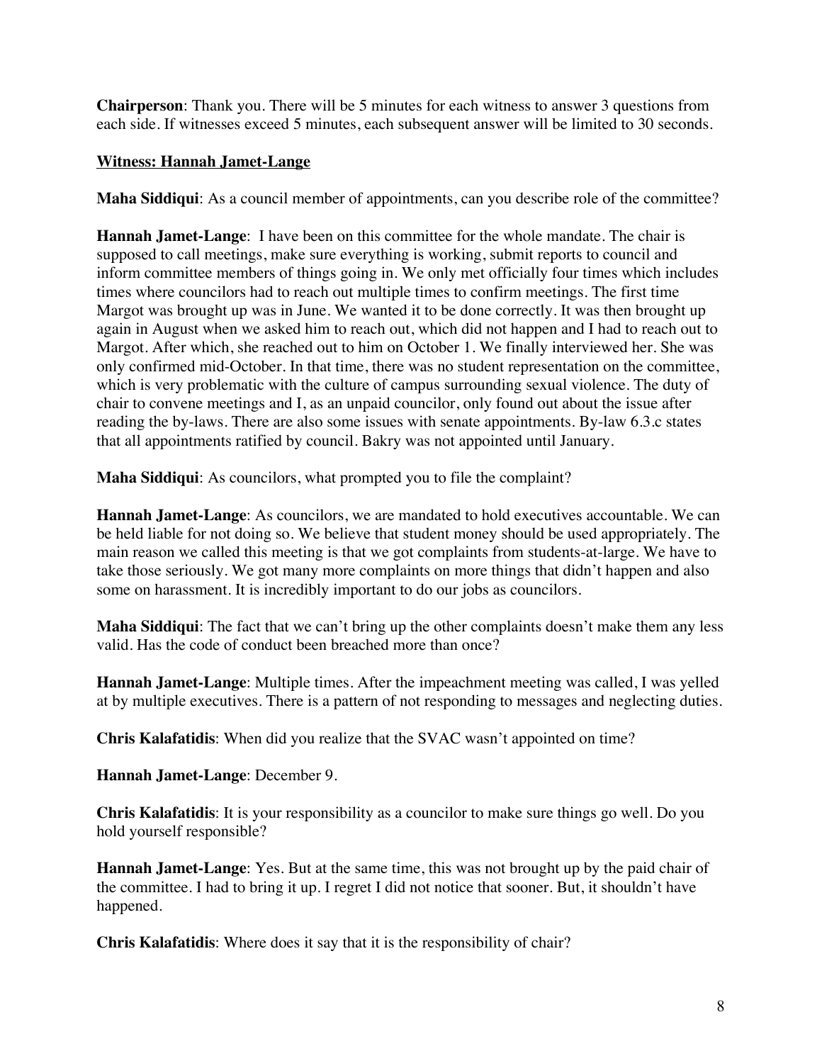**Chairperson**: Thank you. There will be 5 minutes for each witness to answer 3 questions from each side. If witnesses exceed 5 minutes, each subsequent answer will be limited to 30 seconds.

**Witness: Hannah Jamet-Lange**

**Maha Siddiqui**: As a council member of appointments, can you describe role of the committee?

**Hannah Jamet-Lange**: I have been on this committee for the whole mandate. The chair is supposed to call meetings, make sure everything is working, submit reports to council and inform committee members of things going in. We only met officially four times which includes times where councilors had to reach out multiple times to confirm meetings. The first time Margot was brought up was in June. We wanted it to be done correctly. It was then brought up again in August when we asked him to reach out, which did not happen and I had to reach out to Margot. After which, she reached out to him on October 1. We finally interviewed her. She was only confirmed mid-October. In that time, there was no student representation on the committee, which is very problematic with the culture of campus surrounding sexual violence. The duty of chair to convene meetings and I, as an unpaid councilor, only found out about the issue after reading the by-laws. There are also some issues with senate appointments. By-law 6.3.c states that all appointments ratified by council. Bakry was not appointed until January.

**Maha Siddiqui**: As councilors, what prompted you to file the complaint?

**Hannah Jamet-Lange**: As councilors, we are mandated to hold executives accountable. We can be held liable for not doing so. We believe that student money should be used appropriately. The main reason we called this meeting is that we got complaints from students-at-large. We have to take those seriously. We got many more complaints on more things that didn't happen and also some on harassment. It is incredibly important to do our jobs as councilors.

**Maha Siddiqui**: The fact that we can't bring up the other complaints doesn't make them any less valid. Has the code of conduct been breached more than once?

**Hannah Jamet-Lange**: Multiple times. After the impeachment meeting was called, I was yelled at by multiple executives. There is a pattern of not responding to messages and neglecting duties.

**Chris Kalafatidis**: When did you realize that the SVAC wasn't appointed on time?

**Hannah Jamet-Lange**: December 9.

**Chris Kalafatidis**: It is your responsibility as a councilor to make sure things go well. Do you hold yourself responsible?

**Hannah Jamet-Lange**: Yes. But at the same time, this was not brought up by the paid chair of the committee. I had to bring it up. I regret I did not notice that sooner. But, it shouldn't have happened.

**Chris Kalafatidis**: Where does it say that it is the responsibility of chair?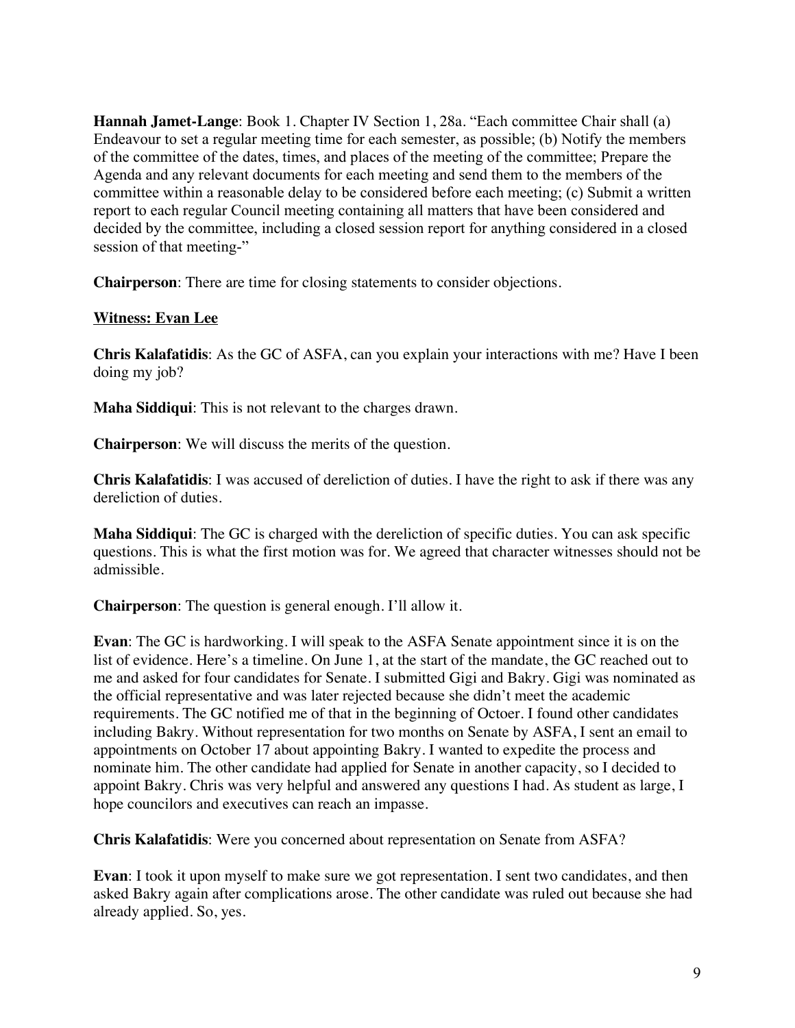**Hannah Jamet-Lange**: Book 1. Chapter IV Section 1, 28a. "Each committee Chair shall (a) Endeavour to set a regular meeting time for each semester, as possible; (b) Notify the members of the committee of the dates, times, and places of the meeting of the committee; Prepare the Agenda and any relevant documents for each meeting and send them to the members of the committee within a reasonable delay to be considered before each meeting; (c) Submit a written report to each regular Council meeting containing all matters that have been considered and decided by the committee, including a closed session report for anything considered in a closed session of that meeting-"

**Chairperson**: There are time for closing statements to consider objections.

**Witness: Evan Lee**

**Chris Kalafatidis**: As the GC of ASFA, can you explain your interactions with me? Have I been doing my job?

**Maha Siddiqui**: This is not relevant to the charges drawn.

**Chairperson**: We will discuss the merits of the question.

**Chris Kalafatidis**: I was accused of dereliction of duties. I have the right to ask if there was any dereliction of duties.

**Maha Siddiqui**: The GC is charged with the dereliction of specific duties. You can ask specific questions. This is what the first motion was for. We agreed that character witnesses should not be admissible.

**Chairperson**: The question is general enough. I'll allow it.

**Evan**: The GC is hardworking. I will speak to the ASFA Senate appointment since it is on the list of evidence. Here's a timeline. On June 1, at the start of the mandate, the GC reached out to me and asked for four candidates for Senate. I submitted Gigi and Bakry. Gigi was nominated as the official representative and was later rejected because she didn't meet the academic requirements. The GC notified me of that in the beginning of Octoer. I found other candidates including Bakry. Without representation for two months on Senate by ASFA, I sent an email to appointments on October 17 about appointing Bakry. I wanted to expedite the process and nominate him. The other candidate had applied for Senate in another capacity, so I decided to appoint Bakry. Chris was very helpful and answered any questions I had. As student as large, I hope councilors and executives can reach an impasse.

**Chris Kalafatidis**: Were you concerned about representation on Senate from ASFA?

**Evan**: I took it upon myself to make sure we got representation. I sent two candidates, and then asked Bakry again after complications arose. The other candidate was ruled out because she had already applied. So, yes.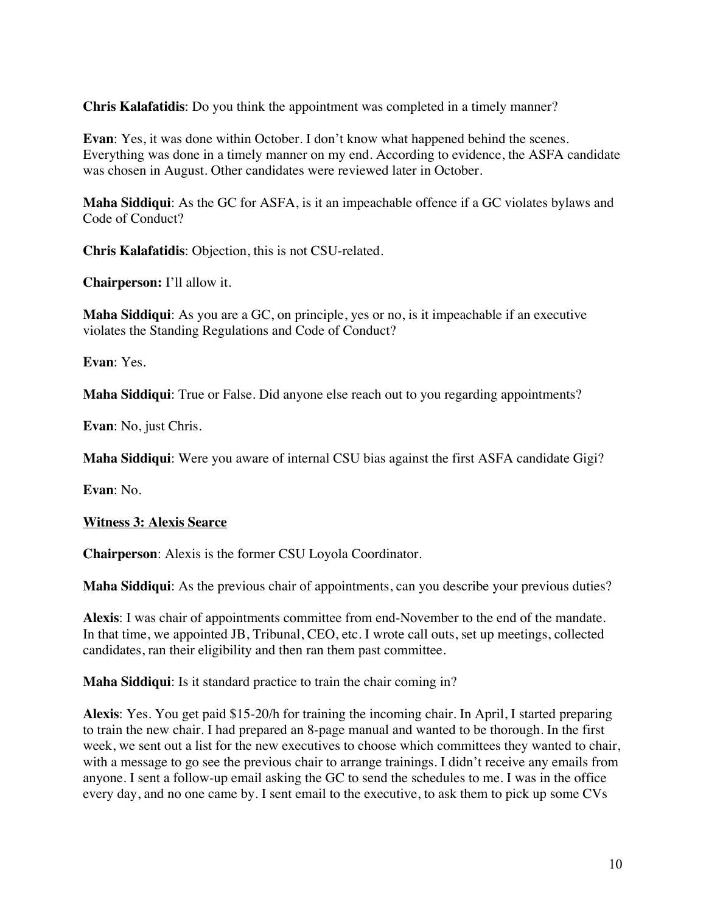**Chris Kalafatidis**: Do you think the appointment was completed in a timely manner?

**Evan**: Yes, it was done within October. I don't know what happened behind the scenes. Everything was done in a timely manner on my end. According to evidence, the ASFA candidate was chosen in August. Other candidates were reviewed later in October.

**Maha Siddiqui**: As the GC for ASFA, is it an impeachable offence if a GC violates bylaws and Code of Conduct?

**Chris Kalafatidis**: Objection, this is not CSU-related.

**Chairperson:** I'll allow it.

**Maha Siddiqui**: As you are a GC, on principle, yes or no, is it impeachable if an executive violates the Standing Regulations and Code of Conduct?

**Evan**: Yes.

**Maha Siddiqui**: True or False. Did anyone else reach out to you regarding appointments?

**Evan**: No, just Chris.

**Maha Siddiqui**: Were you aware of internal CSU bias against the first ASFA candidate Gigi?

**Evan**: No.

**Witness 3: Alexis Searce**

**Chairperson**: Alexis is the former CSU Loyola Coordinator.

**Maha Siddiqui**: As the previous chair of appointments, can you describe your previous duties?

**Alexis**: I was chair of appointments committee from end-November to the end of the mandate. In that time, we appointed JB, Tribunal, CEO, etc. I wrote call outs, set up meetings, collected candidates, ran their eligibility and then ran them past committee.

**Maha Siddiqui**: Is it standard practice to train the chair coming in?

**Alexis**: Yes. You get paid $15-20/h for training the incoming chair. In April, I started preparing to train the new chair. I had prepared an 8-page manual and wanted to be thorough. In the first week, we sent out a list for the new executives to choose which committees they wanted to chair, with a message to go see the previous chair to arrange trainings. I didn't receive any emails from anyone. I sent a follow-up email asking the GC to send the schedules to me. I was in the office every day, and no one came by. I sent email to the executive, to ask them to pick up some CVs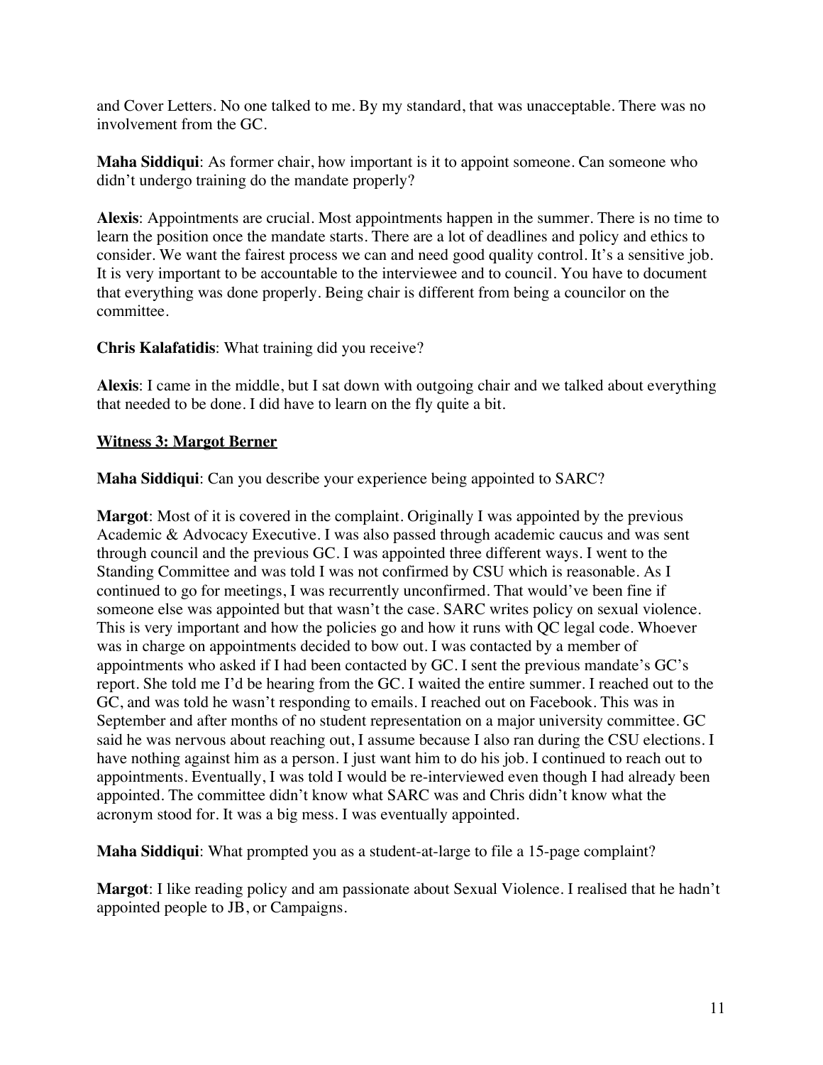and Cover Letters. No one talked to me. By my standard, that was unacceptable. There was no involvement from the GC.

**Maha Siddiqui**: As former chair, how important is it to appoint someone. Can someone who didn't undergo training do the mandate properly?

**Alexis**: Appointments are crucial. Most appointments happen in the summer. There is no time to learn the position once the mandate starts. There are a lot of deadlines and policy and ethics to consider. We want the fairest process we can and need good quality control. It's a sensitive job. It is very important to be accountable to the interviewee and to council. You have to document that everything was done properly. Being chair is different from being a councilor on the committee.

**Chris Kalafatidis**: What training did you receive?

**Alexis**: I came in the middle, but I sat down with outgoing chair and we talked about everything that needed to be done. I did have to learn on the fly quite a bit.

**<u>Witness 3: Margot Berner</u>**

**Maha Siddiqui**: Can you describe your experience being appointed to SARC?

**Margot**: Most of it is covered in the complaint. Originally I was appointed by the previous Academic & Advocacy Executive. I was also passed through academic caucus and was sent through council and the previous GC. I was appointed three different ways. I went to the Standing Committee and was told I was not confirmed by CSU which is reasonable. As I continued to go for meetings, I was recurrently unconfirmed. That would've been fine if someone else was appointed but that wasn't the case. SARC writes policy on sexual violence. This is very important and how the policies go and how it runs with QC legal code. Whoever was in charge on appointments decided to bow out. I was contacted by a member of appointments who asked if I had been contacted by GC. I sent the previous mandate's GC's report. She told me I'd be hearing from the GC. I waited the entire summer. I reached out to the GC, and was told he wasn't responding to emails. I reached out on Facebook. This was in September and after months of no student representation on a major university committee. GC said he was nervous about reaching out, I assume because I also ran during the CSU elections. I have nothing against him as a person. I just want him to do his job. I continued to reach out to appointments. Eventually, I was told I would be re-interviewed even though I had already been appointed. The committee didn't know what SARC was and Chris didn't know what the acronym stood for. It was a big mess. I was eventually appointed.

**Maha Siddiqui**: What prompted you as a student-at-large to file a 15-page complaint?

**Margot**: I like reading policy and am passionate about Sexual Violence. I realised that he hadn't appointed people to JB, or Campaigns.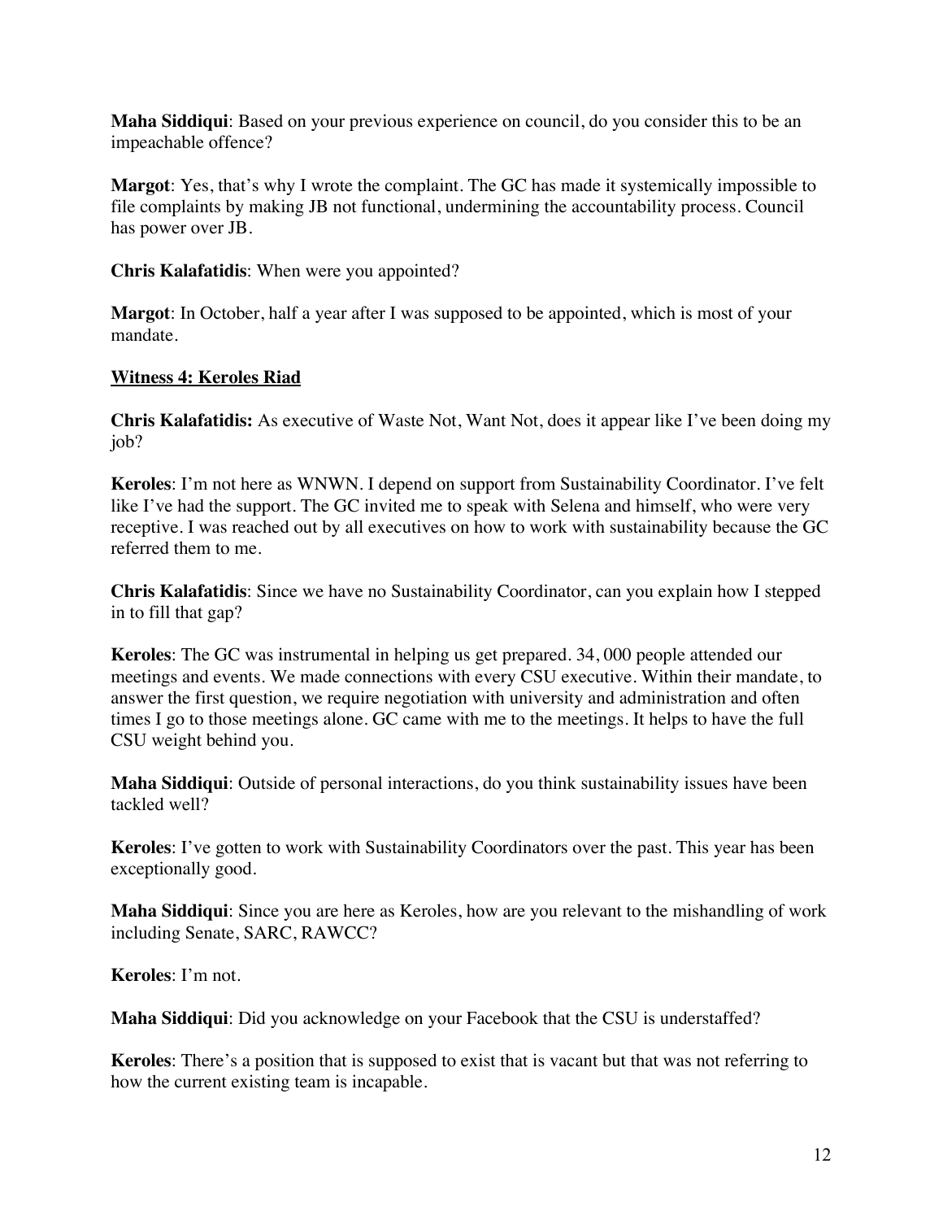**Maha Siddiqui**: Based on your previous experience on council, do you consider this to be an impeachable offence?

**Margot**: Yes, that's why I wrote the complaint. The GC has made it systemically impossible to file complaints by making JB not functional, undermining the accountability process. Council has power over JB.

**Chris Kalafatidis**: When were you appointed?

**Margot**: In October, half a year after I was supposed to be appointed, which is most of your mandate.

**Witness 4: Keroles Riad**

**Chris Kalafatidis:** As executive of Waste Not, Want Not, does it appear like I've been doing my job?

**Keroles**: I'm not here as WNWN. I depend on support from Sustainability Coordinator. I've felt like I've had the support. The GC invited me to speak with Selena and himself, who were very receptive. I was reached out by all executives on how to work with sustainability because the GC referred them to me.

**Chris Kalafatidis**: Since we have no Sustainability Coordinator, can you explain how I stepped in to fill that gap?

**Keroles**: The GC was instrumental in helping us get prepared. 34, 000 people attended our meetings and events. We made connections with every CSU executive. Within their mandate, to answer the first question, we require negotiation with university and administration and often times I go to those meetings alone. GC came with me to the meetings. It helps to have the full CSU weight behind you.

**Maha Siddiqui**: Outside of personal interactions, do you think sustainability issues have been tackled well?

**Keroles**: I've gotten to work with Sustainability Coordinators over the past. This year has been exceptionally good.

**Maha Siddiqui**: Since you are here as Keroles, how are you relevant to the mishandling of work including Senate, SARC, RAWCC?

**Keroles**: I'm not.

**Maha Siddiqui**: Did you acknowledge on your Facebook that the CSU is understaffed?

**Keroles**: There's a position that is supposed to exist that is vacant but that was not referring to how the current existing team is incapable.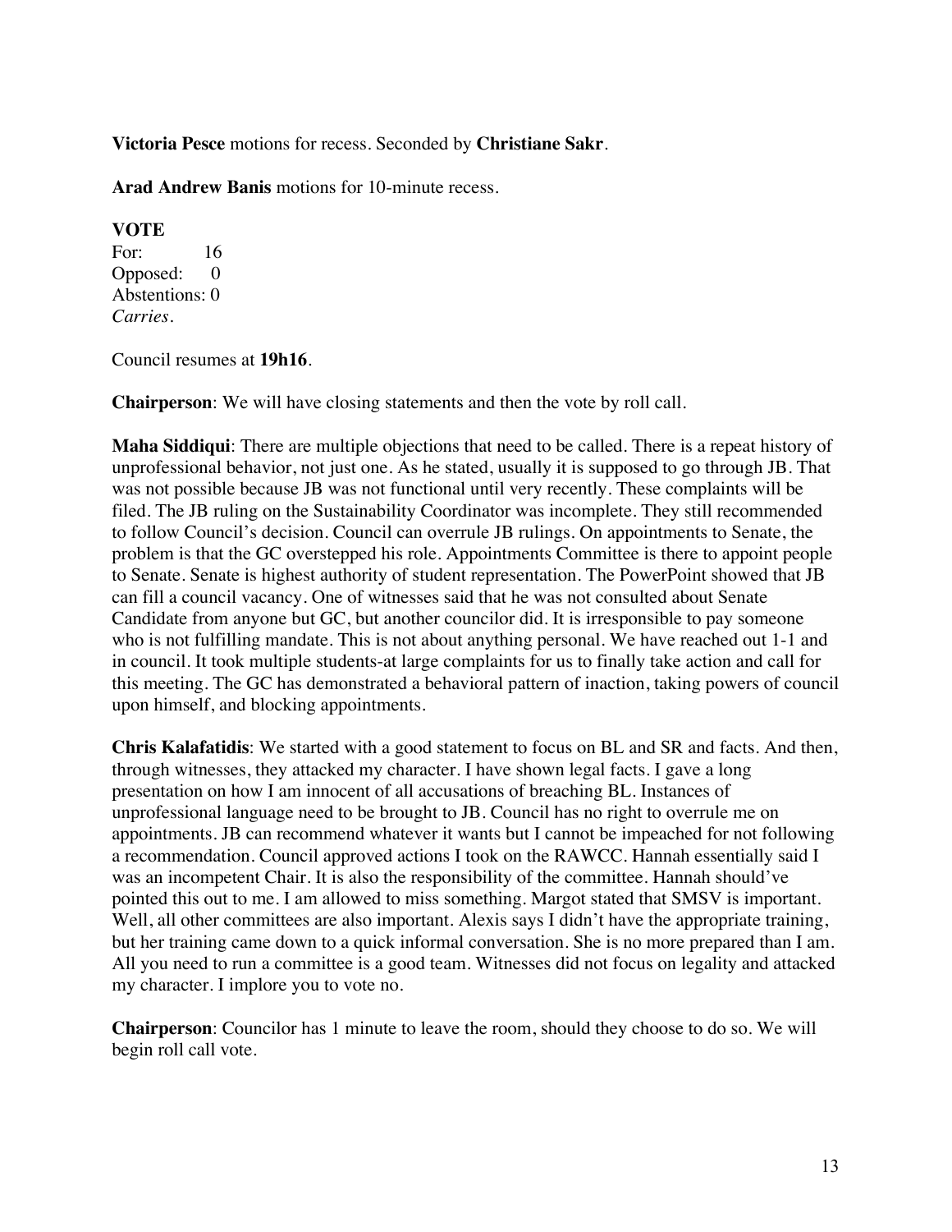**Victoria Pesce** motions for recess. Seconded by **Christiane Sakr**.

**Arad Andrew Banis** motions for 10-minute recess.

**VOTE**
For: 16
Opposed: 0
Abstentions: 0
*Carries*.

Council resumes at **19h16**.

**Chairperson**: We will have closing statements and then the vote by roll call.

**Maha Siddiqui**: There are multiple objections that need to be called. There is a repeat history of unprofessional behavior, not just one. As he stated, usually it is supposed to go through JB. That was not possible because JB was not functional until very recently. These complaints will be filed. The JB ruling on the Sustainability Coordinator was incomplete. They still recommended to follow Council's decision. Council can overrule JB rulings. On appointments to Senate, the problem is that the GC overstepped his role. Appointments Committee is there to appoint people to Senate. Senate is highest authority of student representation. The PowerPoint showed that JB can fill a council vacancy. One of witnesses said that he was not consulted about Senate Candidate from anyone but GC, but another councilor did. It is irresponsible to pay someone who is not fulfilling mandate. This is not about anything personal. We have reached out 1-1 and in council. It took multiple students-at large complaints for us to finally take action and call for this meeting. The GC has demonstrated a behavioral pattern of inaction, taking powers of council upon himself, and blocking appointments.

**Chris Kalafatidis**: We started with a good statement to focus on BL and SR and facts. And then, through witnesses, they attacked my character. I have shown legal facts. I gave a long presentation on how I am innocent of all accusations of breaching BL. Instances of unprofessional language need to be brought to JB. Council has no right to overrule me on appointments. JB can recommend whatever it wants but I cannot be impeached for not following a recommendation. Council approved actions I took on the RAWCC. Hannah essentially said I was an incompetent Chair. It is also the responsibility of the committee. Hannah should've pointed this out to me. I am allowed to miss something. Margot stated that SMSV is important. Well, all other committees are also important. Alexis says I didn't have the appropriate training, but her training came down to a quick informal conversation. She is no more prepared than I am. All you need to run a committee is a good team. Witnesses did not focus on legality and attacked my character. I implore you to vote no.

**Chairperson**: Councilor has 1 minute to leave the room, should they choose to do so. We will begin roll call vote.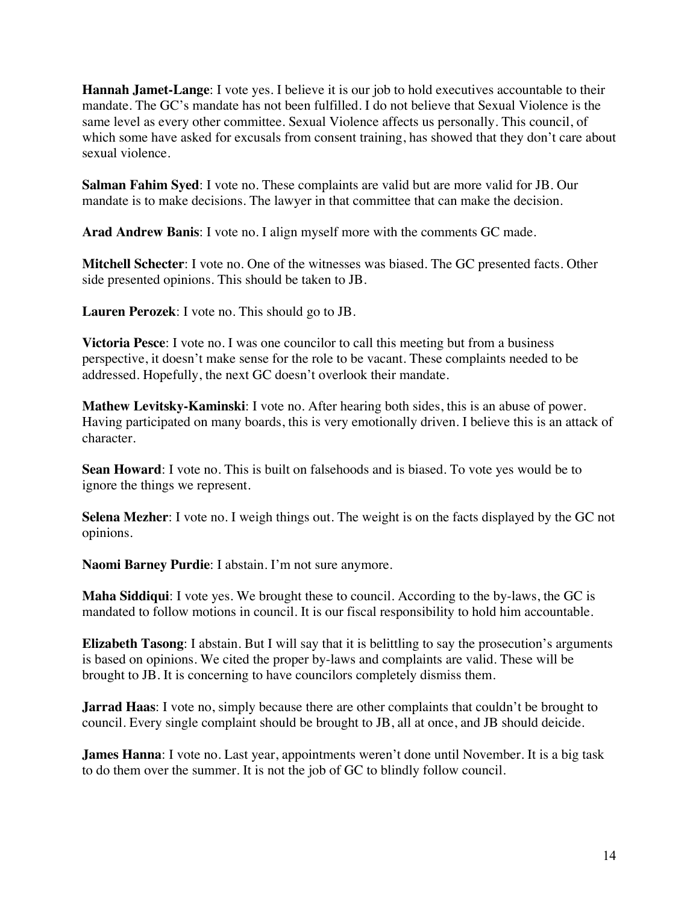**Hannah Jamet-Lange**: I vote yes. I believe it is our job to hold executives accountable to their mandate. The GC's mandate has not been fulfilled. I do not believe that Sexual Violence is the same level as every other committee. Sexual Violence affects us personally. This council, of which some have asked for excusals from consent training, has showed that they don't care about sexual violence.

**Salman Fahim Syed**: I vote no. These complaints are valid but are more valid for JB. Our mandate is to make decisions. The lawyer in that committee that can make the decision.

**Arad Andrew Banis**: I vote no. I align myself more with the comments GC made.

**Mitchell Schecter**: I vote no. One of the witnesses was biased. The GC presented facts. Other side presented opinions. This should be taken to JB.

**Lauren Perozek**: I vote no. This should go to JB.

**Victoria Pesce**: I vote no. I was one councilor to call this meeting but from a business perspective, it doesn't make sense for the role to be vacant. These complaints needed to be addressed. Hopefully, the next GC doesn't overlook their mandate.

**Mathew Levitsky-Kaminski**: I vote no. After hearing both sides, this is an abuse of power. Having participated on many boards, this is very emotionally driven. I believe this is an attack of character.

**Sean Howard**: I vote no. This is built on falsehoods and is biased. To vote yes would be to ignore the things we represent.

**Selena Mezher**: I vote no. I weigh things out. The weight is on the facts displayed by the GC not opinions.

**Naomi Barney Purdie**: I abstain. I'm not sure anymore.

**Maha Siddiqui**: I vote yes. We brought these to council. According to the by-laws, the GC is mandated to follow motions in council. It is our fiscal responsibility to hold him accountable.

**Elizabeth Tasong**: I abstain. But I will say that it is belittling to say the prosecution's arguments is based on opinions. We cited the proper by-laws and complaints are valid. These will be brought to JB. It is concerning to have councilors completely dismiss them.

**Jarrad Haas**: I vote no, simply because there are other complaints that couldn't be brought to council. Every single complaint should be brought to JB, all at once, and JB should deicide.

**James Hanna**: I vote no. Last year, appointments weren't done until November. It is a big task to do them over the summer. It is not the job of GC to blindly follow council.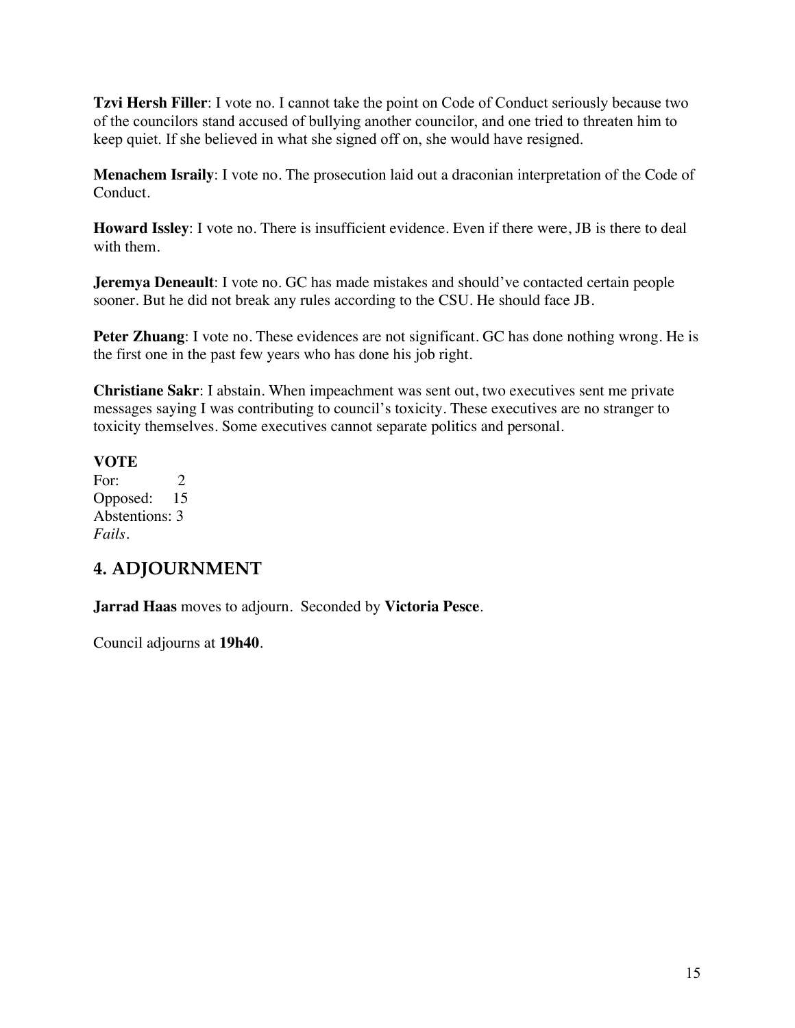**Tzvi Hersh Filler**: I vote no. I cannot take the point on Code of Conduct seriously because two of the councilors stand accused of bullying another councilor, and one tried to threaten him to keep quiet. If she believed in what she signed off on, she would have resigned.

**Menachem Israily**: I vote no. The prosecution laid out a draconian interpretation of the Code of Conduct.

**Howard Issley**: I vote no. There is insufficient evidence. Even if there were, JB is there to deal with them.

**Jeremya Deneault**: I vote no. GC has made mistakes and should've contacted certain people sooner. But he did not break any rules according to the CSU. He should face JB.

**Peter Zhuang**: I vote no. These evidences are not significant. GC has done nothing wrong. He is the first one in the past few years who has done his job right.

**Christiane Sakr**: I abstain. When impeachment was sent out, two executives sent me private messages saying I was contributing to council's toxicity. These executives are no stranger to toxicity themselves. Some executives cannot separate politics and personal.

**VOTE**
For: 2
Opposed: 15
Abstentions: 3
*Fails*.

## 4. ADJOURNMENT

**Jarrad Haas** moves to adjourn. Seconded by **Victoria Pesce**.

Council adjourns at **19h40**.